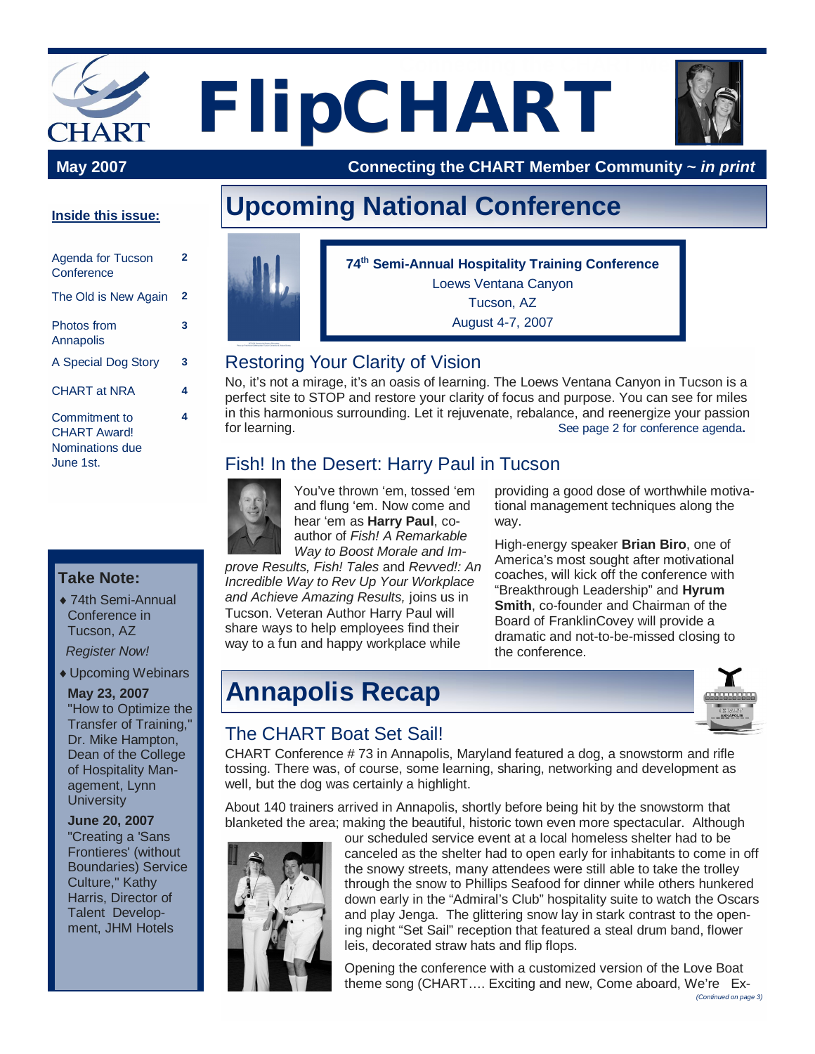# FlipCHART

**May 2007** — **Connecting the CHART Member Community ~ *in print***

**Inside this issue:**

| | |
|---|---|
| Agenda for Tucson Conference | 2 |
| The Old is New Again | 2 |
| Photos from Annapolis | 3 |
| A Special Dog Story | 3 |
| CHART at NRA | 4 |
| Commitment to CHART Award! Nominations due June 1st. | 4 |

### Take Note:

- 74th Semi-Annual Conference in Tucson, AZ

  *Register Now!*

- Upcoming Webinars

  **May 23, 2007**
  "How to Optimize the Transfer of Training," Dr. Mike Hampton, Dean of the College of Hospitality Management, Lynn University

  **June 20, 2007**
  "Creating a 'Sans Frontieres' (without Boundaries) Service Culture," Kathy Harris, Director of Talent Development, JHM Hotels

## Upcoming National Conference

**74th Semi-Annual Hospitality Training Conference**
Loews Ventana Canyon
Tucson, AZ
August 4-7, 2007

### Restoring Your Clarity of Vision

No, it's not a mirage, it's an oasis of learning. The Loews Ventana Canyon in Tucson is a perfect site to STOP and restore your clarity of focus and purpose. You can see for miles in this harmonious surrounding. Let it rejuvenate, rebalance, and reenergize your passion for learning. See page 2 for conference agenda**.**

### Fish! In the Desert: Harry Paul in Tucson

You've thrown 'em, tossed 'em and flung 'em. Now come and hear 'em as **Harry Paul**, co-author of *Fish! A Remarkable Way to Boost Morale and Improve Results, Fish! Tales* and *Revved!: An Incredible Way to Rev Up Your Workplace and Achieve Amazing Results,* joins us in Tucson. Veteran Author Harry Paul will share ways to help employees find their way to a fun and happy workplace while providing a good dose of worthwhile motivational management techniques along the way.

High-energy speaker **Brian Biro**, one of America's most sought after motivational coaches, will kick off the conference with "Breakthrough Leadership" and **Hyrum Smith**, co-founder and Chairman of the Board of FranklinCovey will provide a dramatic and not-to-be-missed closing to the conference.

## Annapolis Recap

### The CHART Boat Set Sail!

CHART Conference # 73 in Annapolis, Maryland featured a dog, a snowstorm and rifle tossing. There was, of course, some learning, sharing, networking and development as well, but the dog was certainly a highlight.

About 140 trainers arrived in Annapolis, shortly before being hit by the snowstorm that blanketed the area; making the beautiful, historic town even more spectacular. Although our scheduled service event at a local homeless shelter had to be canceled as the shelter had to open early for inhabitants to come in off the snowy streets, many attendees were still able to take the trolley through the snow to Phillips Seafood for dinner while others hunkered down early in the "Admiral's Club" hospitality suite to watch the Oscars and play Jenga. The glittering snow lay in stark contrast to the opening night "Set Sail" reception that featured a steal drum band, flower leis, decorated straw hats and flip flops.

Opening the conference with a customized version of the Love Boat theme song (CHART…. Exciting and new, Come aboard, We're Ex-

*(Continued on page 3)*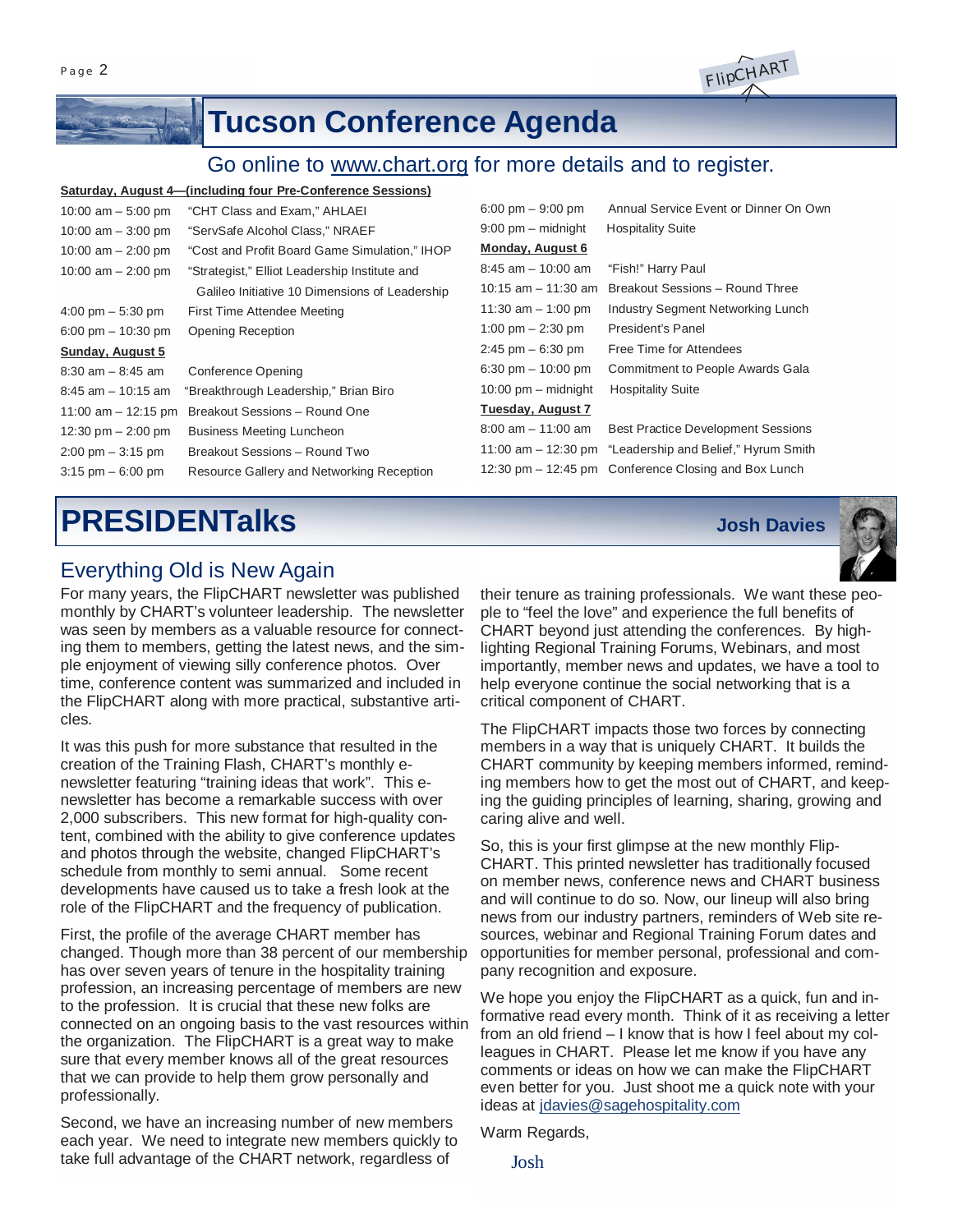# Tucson Conference Agenda

Go online to www.chart.org for more details and to register.

**Saturday, August 4—(including four Pre-Conference Sessions)**

| | |
|---|---|
| 10:00 am – 5:00 pm | "CHT Class and Exam," AHLAEI |
| 10:00 am – 3:00 pm | "ServSafe Alcohol Class," NRAEF |
| 10:00 am – 2:00 pm | "Cost and Profit Board Game Simulation," IHOP |
| 10:00 am – 2:00 pm | "Strategist," Elliot Leadership Institute and Galileo Initiative 10 Dimensions of Leadership |
| 4:00 pm – 5:30 pm | First Time Attendee Meeting |
| 6:00 pm – 10:30 pm | Opening Reception |

**Sunday, August 5**

| | |
|---|---|
| 8:30 am – 8:45 am | Conference Opening |
| 8:45 am – 10:15 am | "Breakthrough Leadership," Brian Biro |
| 11:00 am – 12:15 pm | Breakout Sessions – Round One |
| 12:30 pm – 2:00 pm | Business Meeting Luncheon |
| 2:00 pm – 3:15 pm | Breakout Sessions – Round Two |
| 3:15 pm – 6:00 pm | Resource Gallery and Networking Reception |
| 6:00 pm – 9:00 pm | Annual Service Event or Dinner On Own |
| 9:00 pm – midnight | Hospitality Suite |

**Monday, August 6**

| | |
|---|---|
| 8:45 am – 10:00 am | "Fish!" Harry Paul |
| 10:15 am – 11:30 am | Breakout Sessions – Round Three |
| 11:30 am – 1:00 pm | Industry Segment Networking Lunch |
| 1:00 pm – 2:30 pm | President's Panel |
| 2:45 pm – 6:30 pm | Free Time for Attendees |
| 6:30 pm – 10:00 pm | Commitment to People Awards Gala |
| 10:00 pm – midnight | Hospitality Suite |

**Tuesday, August 7**

| | |
|---|---|
| 8:00 am – 11:00 am | Best Practice Development Sessions |
| 11:00 am – 12:30 pm | "Leadership and Belief," Hyrum Smith |
| 12:30 pm – 12:45 pm | Conference Closing and Box Lunch |

# PRESIDENTalks

**Josh Davies**

## Everything Old is New Again

For many years, the FlipCHART newsletter was published monthly by CHART's volunteer leadership. The newsletter was seen by members as a valuable resource for connecting them to members, getting the latest news, and the simple enjoyment of viewing silly conference photos. Over time, conference content was summarized and included in the FlipCHART along with more practical, substantive articles.

It was this push for more substance that resulted in the creation of the Training Flash, CHART's monthly e-newsletter featuring "training ideas that work". This e-newsletter has become a remarkable success with over 2,000 subscribers. This new format for high-quality content, combined with the ability to give conference updates and photos through the website, changed FlipCHART's schedule from monthly to semi annual. Some recent developments have caused us to take a fresh look at the role of the FlipCHART and the frequency of publication.

First, the profile of the average CHART member has changed. Though more than 38 percent of our membership has over seven years of tenure in the hospitality training profession, an increasing percentage of members are new to the profession. It is crucial that these new folks are connected on an ongoing basis to the vast resources within the organization. The FlipCHART is a great way to make sure that every member knows all of the great resources that we can provide to help them grow personally and professionally.

Second, we have an increasing number of new members each year. We need to integrate new members quickly to take full advantage of the CHART network, regardless of their tenure as training professionals. We want these people to "feel the love" and experience the full benefits of CHART beyond just attending the conferences. By highlighting Regional Training Forums, Webinars, and most importantly, member news and updates, we have a tool to help everyone continue the social networking that is a critical component of CHART.

The FlipCHART impacts those two forces by connecting members in a way that is uniquely CHART. It builds the CHART community by keeping members informed, reminding members how to get the most out of CHART, and keeping the guiding principles of learning, sharing, growing and caring alive and well.

So, this is your first glimpse at the new monthly FlipCHART. This printed newsletter has traditionally focused on member news, conference news and CHART business and will continue to do so. Now, our lineup will also bring news from our industry partners, reminders of Web site resources, webinar and Regional Training Forum dates and opportunities for member personal, professional and company recognition and exposure.

We hope you enjoy the FlipCHART as a quick, fun and informative read every month. Think of it as receiving a letter from an old friend – I know that is how I feel about my colleagues in CHART. Please let me know if you have any comments or ideas on how we can make the FlipCHART even better for you. Just shoot me a quick note with your ideas at jdavies@sagehospitality.com

Warm Regards,

Josh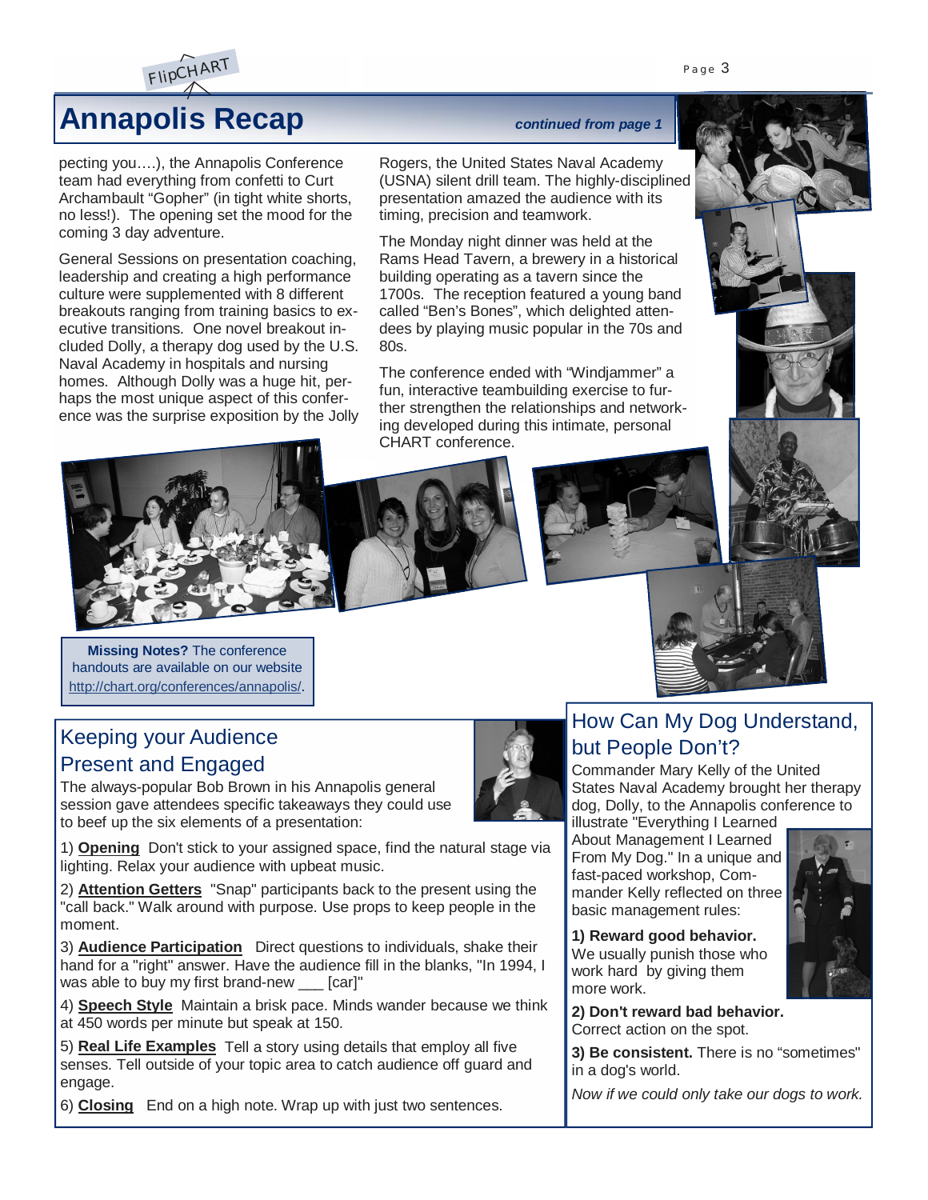# Annapolis Recap

*continued from page 1*

pecting you….), the Annapolis Conference team had everything from confetti to Curt Archambault "Gopher" (in tight white shorts, no less!). The opening set the mood for the coming 3 day adventure.

General Sessions on presentation coaching, leadership and creating a high performance culture were supplemented with 8 different breakouts ranging from training basics to executive transitions. One novel breakout included Dolly, a therapy dog used by the U.S. Naval Academy in hospitals and nursing homes. Although Dolly was a huge hit, perhaps the most unique aspect of this conference was the surprise exposition by the Jolly Rogers, the United States Naval Academy (USNA) silent drill team. The highly-disciplined presentation amazed the audience with its timing, precision and teamwork.

The Monday night dinner was held at the Rams Head Tavern, a brewery in a historical building operating as a tavern since the 1700s. The reception featured a young band called "Ben's Bones", which delighted attendees by playing music popular in the 70s and 80s.

The conference ended with "Windjammer" a fun, interactive teambuilding exercise to further strengthen the relationships and networking developed during this intimate, personal CHART conference.

**Missing Notes?** The conference handouts are available on our website http://chart.org/conferences/annapolis/.

## Keeping your Audience Present and Engaged

The always-popular Bob Brown in his Annapolis general session gave attendees specific takeaways they could use to beef up the six elements of a presentation:

1) **Opening** Don't stick to your assigned space, find the natural stage via lighting. Relax your audience with upbeat music.

2) **Attention Getters** "Snap" participants back to the present using the "call back." Walk around with purpose. Use props to keep people in the moment.

3) **Audience Participation** Direct questions to individuals, shake their hand for a "right" answer. Have the audience fill in the blanks, "In 1994, I was able to buy my first brand-new ___ [car]"

4) **Speech Style** Maintain a brisk pace. Minds wander because we think at 450 words per minute but speak at 150.

5) **Real Life Examples** Tell a story using details that employ all five senses. Tell outside of your topic area to catch audience off guard and engage.

6) **Closing** End on a high note. Wrap up with just two sentences.

## How Can My Dog Understand, but People Don't?

Commander Mary Kelly of the United States Naval Academy brought her therapy dog, Dolly, to the Annapolis conference to illustrate "Everything I Learned About Management I Learned From My Dog." In a unique and fast-paced workshop, Commander Kelly reflected on three basic management rules:

**1) Reward good behavior.** We usually punish those who work hard by giving them more work.

**2) Don't reward bad behavior.** Correct action on the spot.

**3) Be consistent.** There is no "sometimes" in a dog's world.

*Now if we could only take our dogs to work.*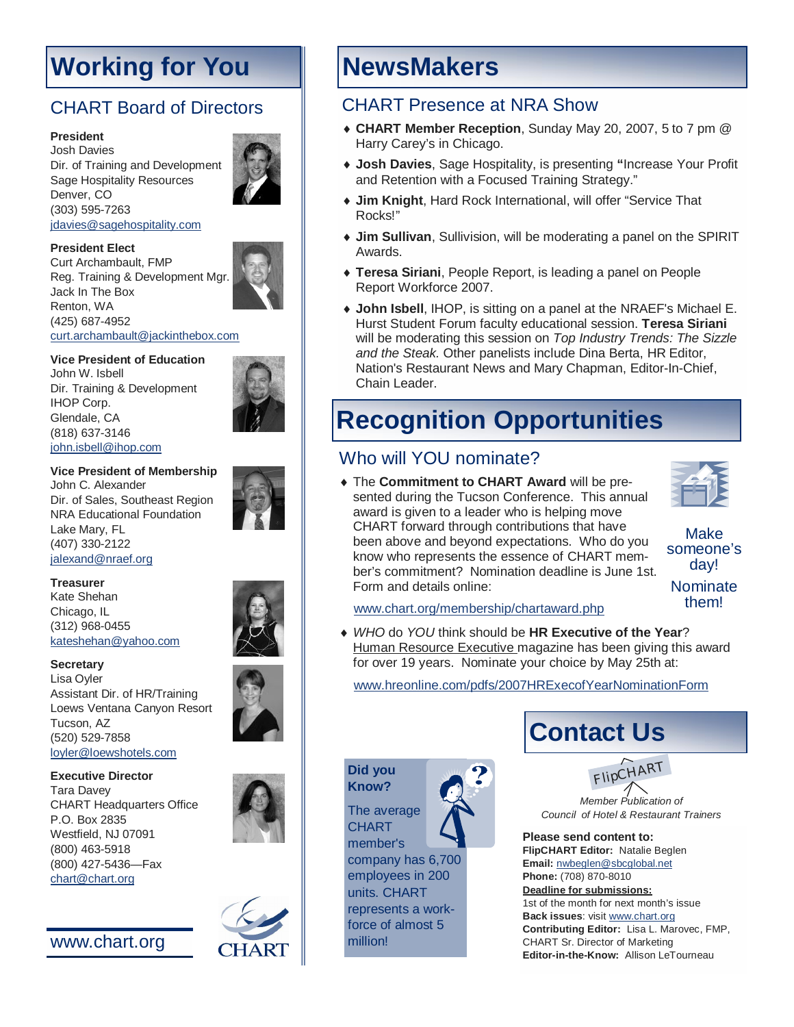# Working for You

## CHART Board of Directors

**President**
Josh Davies
Dir. of Training and Development
Sage Hospitality Resources
Denver, CO
(303) 595-7263
jdavies@sagehospitality.com

**President Elect**
Curt Archambault, FMP
Reg. Training & Development Mgr.
Jack In The Box
Renton, WA
(425) 687-4952
curt.archambault@jackinthebox.com

**Vice President of Education**
John W. Isbell
Dir. Training & Development
IHOP Corp.
Glendale, CA
(818) 637-3146
john.isbell@ihop.com

**Vice President of Membership**
John C. Alexander
Dir. of Sales, Southeast Region
NRA Educational Foundation
Lake Mary, FL
(407) 330-2122
jalexand@nraef.org

**Treasurer**
Kate Shehan
Chicago, IL
(312) 968-0455
kateshehan@yahoo.com

**Secretary**
Lisa Oyler
Assistant Dir. of HR/Training
Loews Ventana Canyon Resort
Tucson, AZ
(520) 529-7858
loyler@loewshotels.com

**Executive Director**
Tara Davey
CHART Headquarters Office
P.O. Box 2835
Westfield, NJ 07091
(800) 463-5918
(800) 427-5436—Fax
chart@chart.org

www.chart.org

CHART

# NewsMakers

## CHART Presence at NRA Show

- **CHART Member Reception**, Sunday May 20, 2007, 5 to 7 pm @ Harry Carey's in Chicago.
- **Josh Davies**, Sage Hospitality, is presenting **"**Increase Your Profit and Retention with a Focused Training Strategy."
- **Jim Knight**, Hard Rock International, will offer "Service That Rocks!"
- **Jim Sullivan**, Sullivision, will be moderating a panel on the SPIRIT Awards.
- **Teresa Siriani**, People Report, is leading a panel on People Report Workforce 2007.
- **John Isbell**, IHOP, is sitting on a panel at the NRAEF's Michael E. Hurst Student Forum faculty educational session. **Teresa Siriani** will be moderating this session on *Top Industry Trends: The Sizzle and the Steak.* Other panelists include Dina Berta, HR Editor, Nation's Restaurant News and Mary Chapman, Editor-In-Chief, Chain Leader.

# Recognition Opportunities

## Who will YOU nominate?

- The **Commitment to CHART Award** will be presented during the Tucson Conference. This annual award is given to a leader who is helping move CHART forward through contributions that have been above and beyond expectations. Who do you know who represents the essence of CHART member's commitment? Nomination deadline is June 1st. Form and details online:

  www.chart.org/membership/chartaward.php

Make someone's day!

Nominate them!

- *WHO* do *YOU* think should be **HR Executive of the Year**? Human Resource Executive magazine has been giving this award for over 19 years. Nominate your choice by May 25th at:

  www.hreonline.com/pdfs/2007HRExecofYearNominationForm

**Did you Know?**

The average CHART member's company has 6,700 employees in 200 units. CHART represents a workforce of almost 5 million!

# Contact Us

FlipCHART

*Member Publication of Council of Hotel & Restaurant Trainers*

**Please send content to:**
**FlipCHART Editor:** Natalie Beglen
**Email:** nwbeglen@sbcglobal.net
**Phone:** (708) 870-8010
**Deadline for submissions:**
1st of the month for next month's issue
**Back issues**: visit www.chart.org
**Contributing Editor:** Lisa L. Marovec, FMP, CHART Sr. Director of Marketing
**Editor-in-the-Know:** Allison LeTourneau